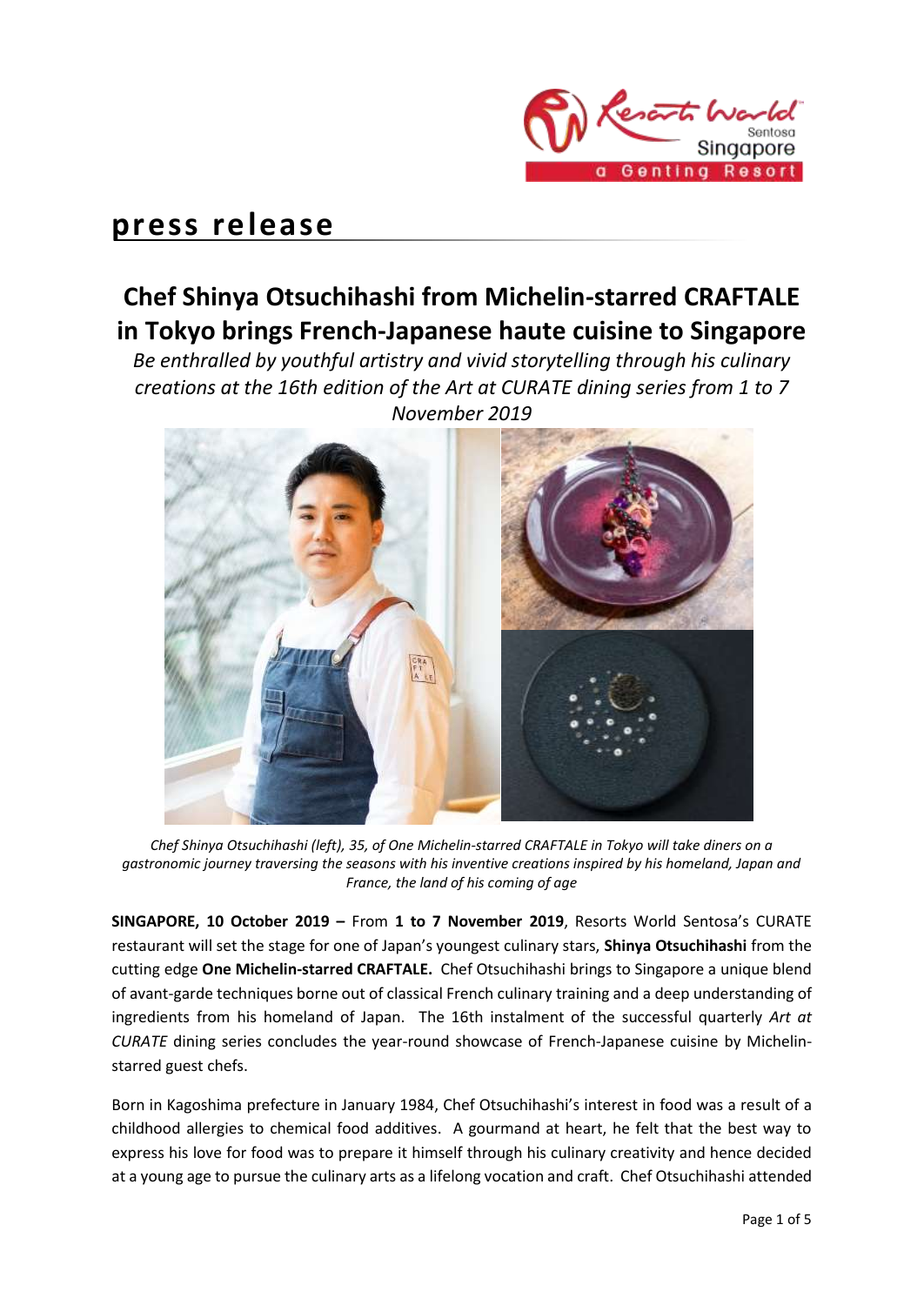# press release

## Chef Shinya Otsuchihashi from Michelin-starred CRAFTALE in Tokyo brings French-Japanese haute cuisine to Singapore

*Be enthralled by youthful artistry and vivid storytelling through his culinary creations at the 16th edition of the Art at CURATE dining series from 1 to 7 November 2019*

*Chef Shinya Otsuchihashi (left), 35, of One Michelin-starred CRAFTALE in Tokyo will take diners on a gastronomic journey traversing the seasons with his inventive creations inspired by his homeland, Japan and France, the land of his coming of age*

**SINGAPORE, 10 October 2019 –** From **1 to 7 November 2019**, Resorts World Sentosa's CURATE restaurant will set the stage for one of Japan's youngest culinary stars, **Shinya Otsuchihashi** from the cutting edge **One Michelin-starred CRAFTALE.** Chef Otsuchihashi brings to Singapore a unique blend of avant-garde techniques borne out of classical French culinary training and a deep understanding of ingredients from his homeland of Japan. The 16th instalment of the successful quarterly *Art at CURATE* dining series concludes the year-round showcase of French-Japanese cuisine by Michelin-starred guest chefs.

Born in Kagoshima prefecture in January 1984, Chef Otsuchihashi's interest in food was a result of a childhood allergies to chemical food additives. A gourmand at heart, he felt that the best way to express his love for food was to prepare it himself through his culinary creativity and hence decided at a young age to pursue the culinary arts as a lifelong vocation and craft. Chef Otsuchihashi attended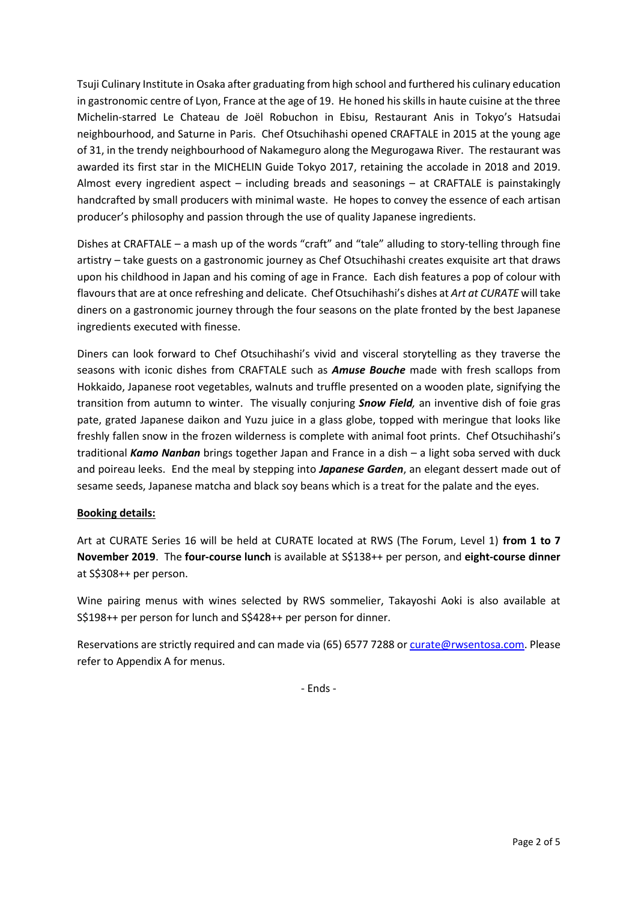Tsuji Culinary Institute in Osaka after graduating from high school and furthered his culinary education in gastronomic centre of Lyon, France at the age of 19. He honed his skills in haute cuisine at the three Michelin-starred Le Chateau de Joël Robuchon in Ebisu, Restaurant Anis in Tokyo's Hatsudai neighbourhood, and Saturne in Paris. Chef Otsuchihashi opened CRAFTALE in 2015 at the young age of 31, in the trendy neighbourhood of Nakameguro along the Megurogawa River. The restaurant was awarded its first star in the MICHELIN Guide Tokyo 2017, retaining the accolade in 2018 and 2019. Almost every ingredient aspect – including breads and seasonings – at CRAFTALE is painstakingly handcrafted by small producers with minimal waste. He hopes to convey the essence of each artisan producer's philosophy and passion through the use of quality Japanese ingredients.

Dishes at CRAFTALE – a mash up of the words "craft" and "tale" alluding to story-telling through fine artistry – take guests on a gastronomic journey as Chef Otsuchihashi creates exquisite art that draws upon his childhood in Japan and his coming of age in France. Each dish features a pop of colour with flavours that are at once refreshing and delicate. Chef Otsuchihashi's dishes at *Art at CURATE* will take diners on a gastronomic journey through the four seasons on the plate fronted by the best Japanese ingredients executed with finesse.

Diners can look forward to Chef Otsuchihashi's vivid and visceral storytelling as they traverse the seasons with iconic dishes from CRAFTALE such as ***Amuse Bouche*** made with fresh scallops from Hokkaido, Japanese root vegetables, walnuts and truffle presented on a wooden plate, signifying the transition from autumn to winter. The visually conjuring ***Snow Field,*** an inventive dish of foie gras pate, grated Japanese daikon and Yuzu juice in a glass globe, topped with meringue that looks like freshly fallen snow in the frozen wilderness is complete with animal foot prints. Chef Otsuchihashi's traditional ***Kamo Nanban*** brings together Japan and France in a dish – a light soba served with duck and poireau leeks. End the meal by stepping into ***Japanese Garden***, an elegant dessert made out of sesame seeds, Japanese matcha and black soy beans which is a treat for the palate and the eyes.

**Booking details:**

Art at CURATE Series 16 will be held at CURATE located at RWS (The Forum, Level 1) **from 1 to 7 November 2019**. The **four-course lunch** is available at S$138++ per person, and **eight-course dinner** at S$308++ per person.

Wine pairing menus with wines selected by RWS sommelier, Takayoshi Aoki is also available at S$198++ per person for lunch and S$428++ per person for dinner.

Reservations are strictly required and can made via (65) 6577 7288 or curate@rwsentosa.com. Please refer to Appendix A for menus.

- Ends -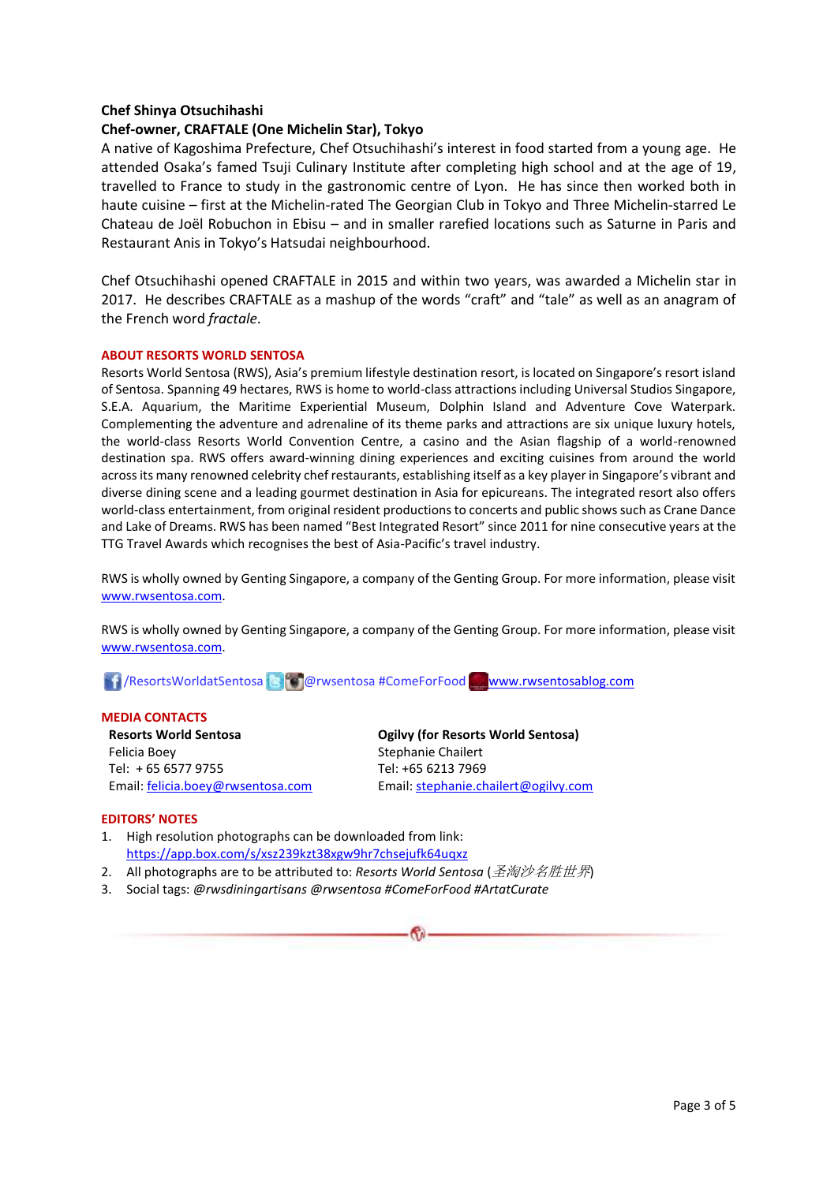**Chef Shinya Otsuchihashi**
**Chef-owner, CRAFTALE (One Michelin Star), Tokyo**

A native of Kagoshima Prefecture, Chef Otsuchihashi's interest in food started from a young age. He attended Osaka's famed Tsuji Culinary Institute after completing high school and at the age of 19, travelled to France to study in the gastronomic centre of Lyon. He has since then worked both in haute cuisine – first at the Michelin-rated The Georgian Club in Tokyo and Three Michelin-starred Le Chateau de Joël Robuchon in Ebisu – and in smaller rarefied locations such as Saturne in Paris and Restaurant Anis in Tokyo's Hatsudai neighbourhood.

Chef Otsuchihashi opened CRAFTALE in 2015 and within two years, was awarded a Michelin star in 2017. He describes CRAFTALE as a mashup of the words "craft" and "tale" as well as an anagram of the French word *fractale*.

## ABOUT RESORTS WORLD SENTOSA

Resorts World Sentosa (RWS), Asia's premium lifestyle destination resort, is located on Singapore's resort island of Sentosa. Spanning 49 hectares, RWS is home to world-class attractions including Universal Studios Singapore, S.E.A. Aquarium, the Maritime Experiential Museum, Dolphin Island and Adventure Cove Waterpark. Complementing the adventure and adrenaline of its theme parks and attractions are six unique luxury hotels, the world-class Resorts World Convention Centre, a casino and the Asian flagship of a world-renowned destination spa. RWS offers award-winning dining experiences and exciting cuisines from around the world across its many renowned celebrity chef restaurants, establishing itself as a key player in Singapore's vibrant and diverse dining scene and a leading gourmet destination in Asia for epicureans. The integrated resort also offers world-class entertainment, from original resident productions to concerts and public shows such as Crane Dance and Lake of Dreams. RWS has been named "Best Integrated Resort" since 2011 for nine consecutive years at the TTG Travel Awards which recognises the best of Asia-Pacific's travel industry.

RWS is wholly owned by Genting Singapore, a company of the Genting Group. For more information, please visit www.rwsentosa.com.

RWS is wholly owned by Genting Singapore, a company of the Genting Group. For more information, please visit www.rwsentosa.com.

/ResortsWorldatSentosa @rwsentosa #ComeForFood www.rwsentosablog.com

## MEDIA CONTACTS

**Resorts World Sentosa**
Felicia Boey
Tel: + 65 6577 9755
Email: felicia.boey@rwsentosa.com

**Ogilvy (for Resorts World Sentosa)**
Stephanie Chailert
Tel: +65 6213 7969
Email: stephanie.chailert@ogilvy.com

## EDITORS' NOTES

1. High resolution photographs can be downloaded from link: https://app.box.com/s/xsz239kzt38xgw9hr7chsejufk64uqxz
2. All photographs are to be attributed to: *Resorts World Sentosa* (*圣淘沙名胜世界*)
3. Social tags: *@rwsdiningartisans @rwsentosa #ComeForFood #ArtatCurate*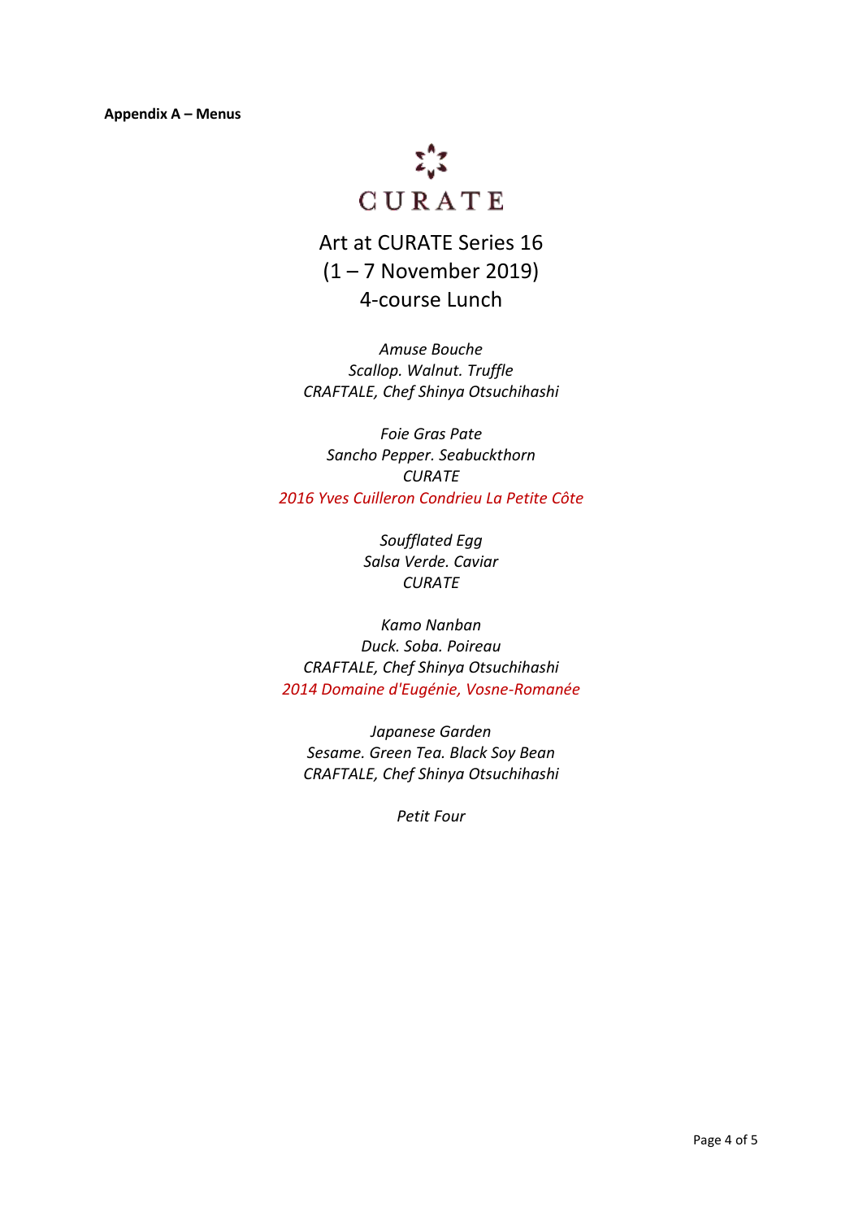**Appendix A – Menus**

CURATE

## Art at CURATE Series 16
## (1 – 7 November 2019)
## 4-course Lunch

*Amuse Bouche*
*Scallop. Walnut. Truffle*
*CRAFTALE, Chef Shinya Otsuchihashi*

*Foie Gras Pate*
*Sancho Pepper. Seabuckthorn*
*CURATE*
*2016 Yves Cuilleron Condrieu La Petite Côte*

*Soufflated Egg*
*Salsa Verde. Caviar*
*CURATE*

*Kamo Nanban*
*Duck. Soba. Poireau*
*CRAFTALE, Chef Shinya Otsuchihashi*
*2014 Domaine d'Eugénie, Vosne-Romanée*

*Japanese Garden*
*Sesame. Green Tea. Black Soy Bean*
*CRAFTALE, Chef Shinya Otsuchihashi*

*Petit Four*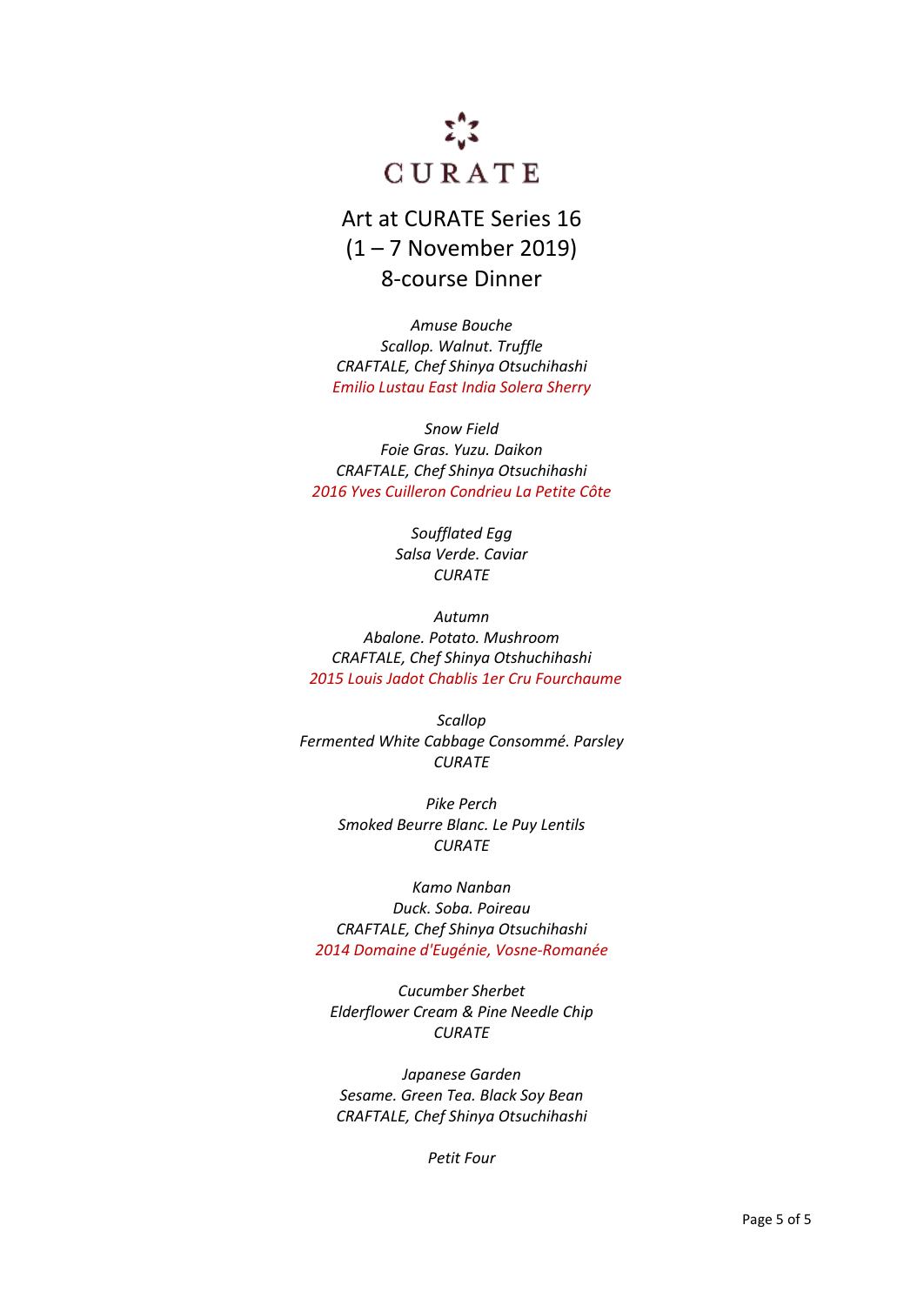# CURATE

## Art at CURATE Series 16
## (1 – 7 November 2019)
## 8-course Dinner

*Amuse Bouche*
*Scallop. Walnut. Truffle*
*CRAFTALE, Chef Shinya Otsuchihashi*
*Emilio Lustau East India Solera Sherry*

*Snow Field*
*Foie Gras. Yuzu. Daikon*
*CRAFTALE, Chef Shinya Otsuchihashi*
*2016 Yves Cuilleron Condrieu La Petite Côte*

*Soufflated Egg*
*Salsa Verde. Caviar*
*CURATE*

*Autumn*
*Abalone. Potato. Mushroom*
*CRAFTALE, Chef Shinya Otshuchihashi*
*2015 Louis Jadot Chablis 1er Cru Fourchaume*

*Scallop*
*Fermented White Cabbage Consommé. Parsley*
*CURATE*

*Pike Perch*
*Smoked Beurre Blanc. Le Puy Lentils*
*CURATE*

*Kamo Nanban*
*Duck. Soba. Poireau*
*CRAFTALE, Chef Shinya Otsuchihashi*
*2014 Domaine d'Eugénie, Vosne-Romanée*

*Cucumber Sherbet*
*Elderflower Cream & Pine Needle Chip*
*CURATE*

*Japanese Garden*
*Sesame. Green Tea. Black Soy Bean*
*CRAFTALE, Chef Shinya Otsuchihashi*

*Petit Four*